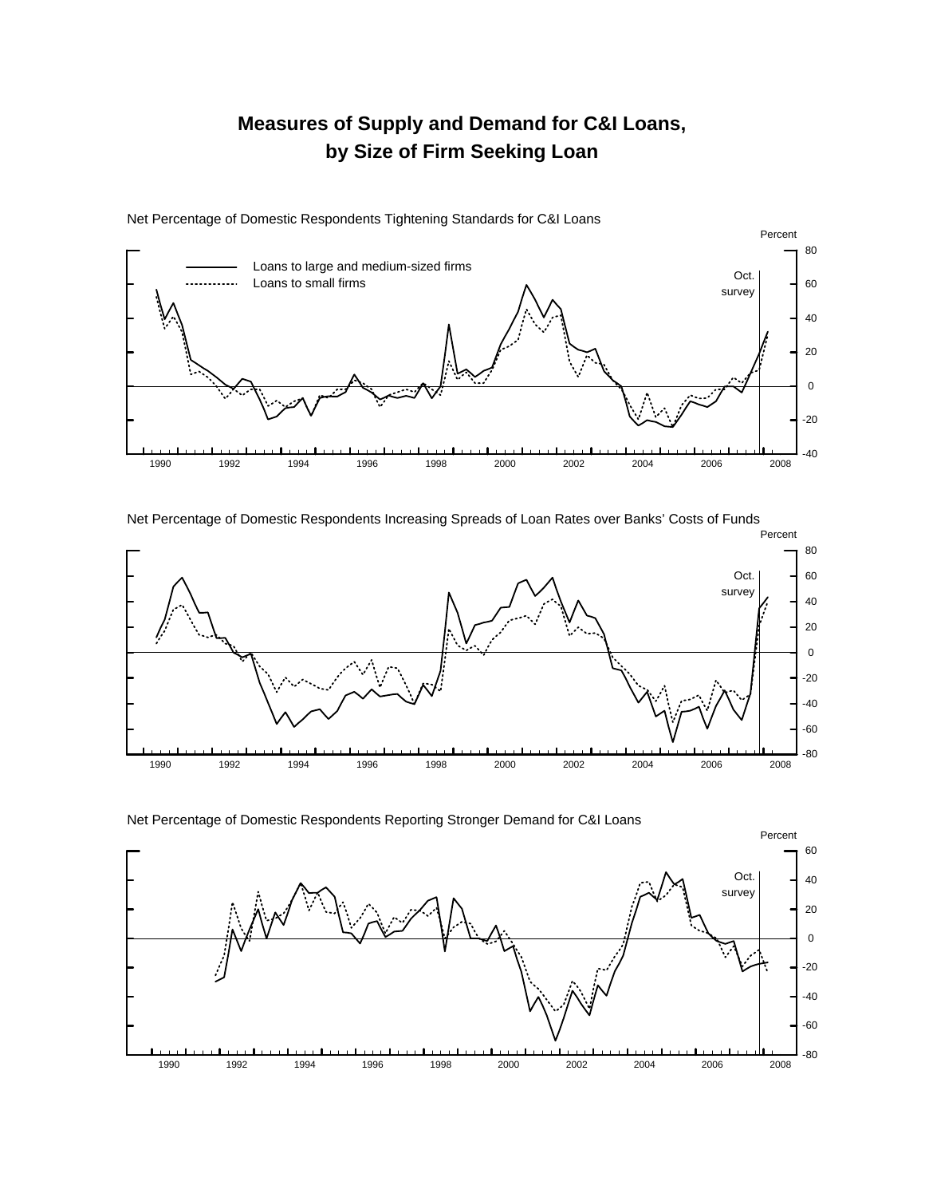# Measures of Supply and Demand for C&I Loans, by Size of Firm Seeking Loan

Net Percentage of Domestic Respondents Tightening Standards for C&I Loans

Percent

Loans to large and medium-sized firms
Loans to small firms

Oct. survey

80
60
40
20
0
-20
-40

1990 1992 1994 1996 1998 2000 2002 2004 2006 2008

Net Percentage of Domestic Respondents Increasing Spreads of Loan Rates over Banks' Costs of Funds

Percent

Oct. survey

80
60
40
20
0
-20
-40
-60
-80

1990 1992 1994 1996 1998 2000 2002 2004 2006 2008

Net Percentage of Domestic Respondents Reporting Stronger Demand for C&I Loans

Percent

Oct. survey

60
40
20
0
-20
-40
-60
-80

1990 1992 1994 1996 1998 2000 2002 2004 2006 2008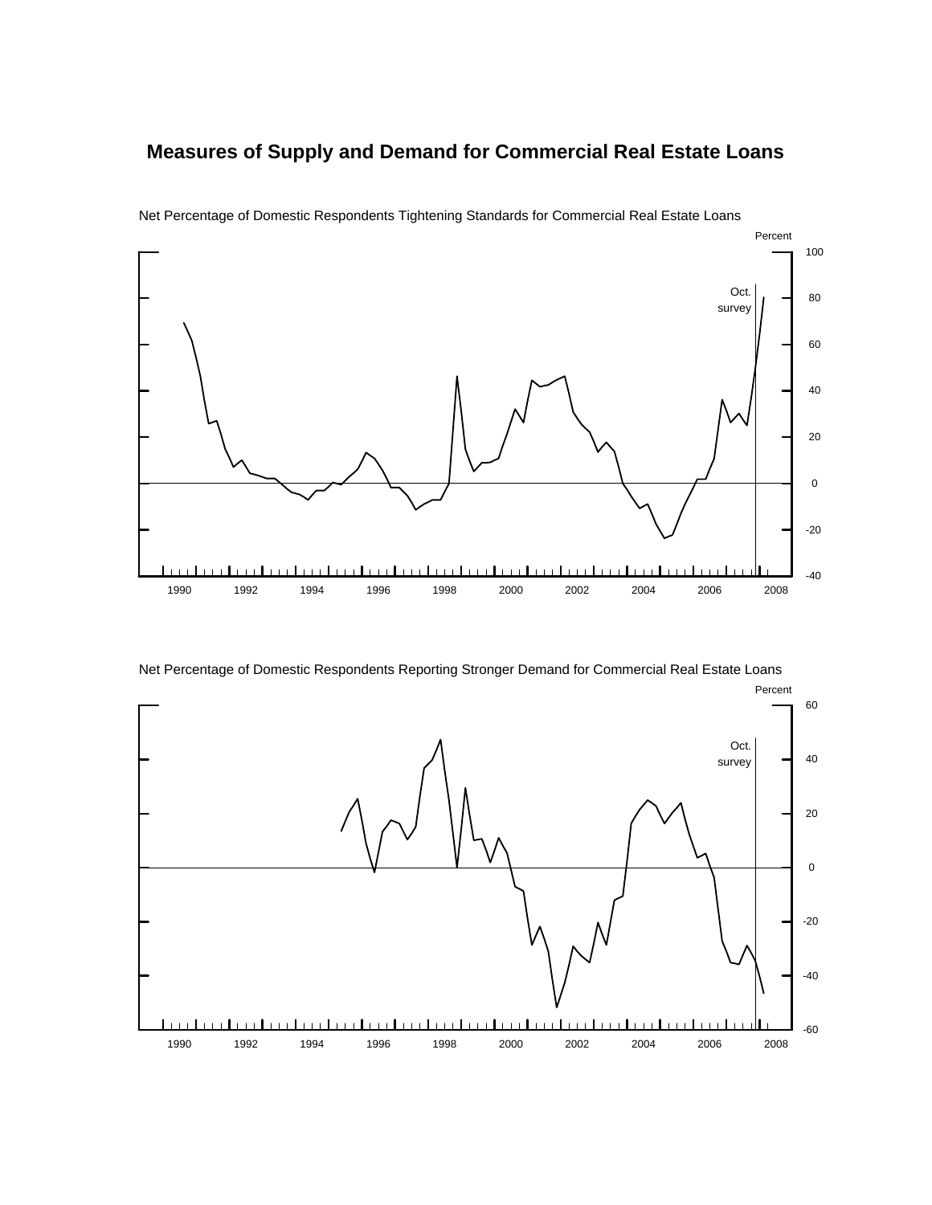# Measures of Supply and Demand for Commercial Real Estate Loans

Net Percentage of Domestic Respondents Tightening Standards for Commercial Real Estate Loans

Percent

100, 80, 60, 40, 20, 0, -20, -40

Oct. survey

1990 1992 1994 1996 1998 2000 2002 2004 2006 2008

Net Percentage of Domestic Respondents Reporting Stronger Demand for Commercial Real Estate Loans

Percent

60, 40, 20, 0, -20, -40, -60

Oct. survey

1990 1992 1994 1996 1998 2000 2002 2004 2006 2008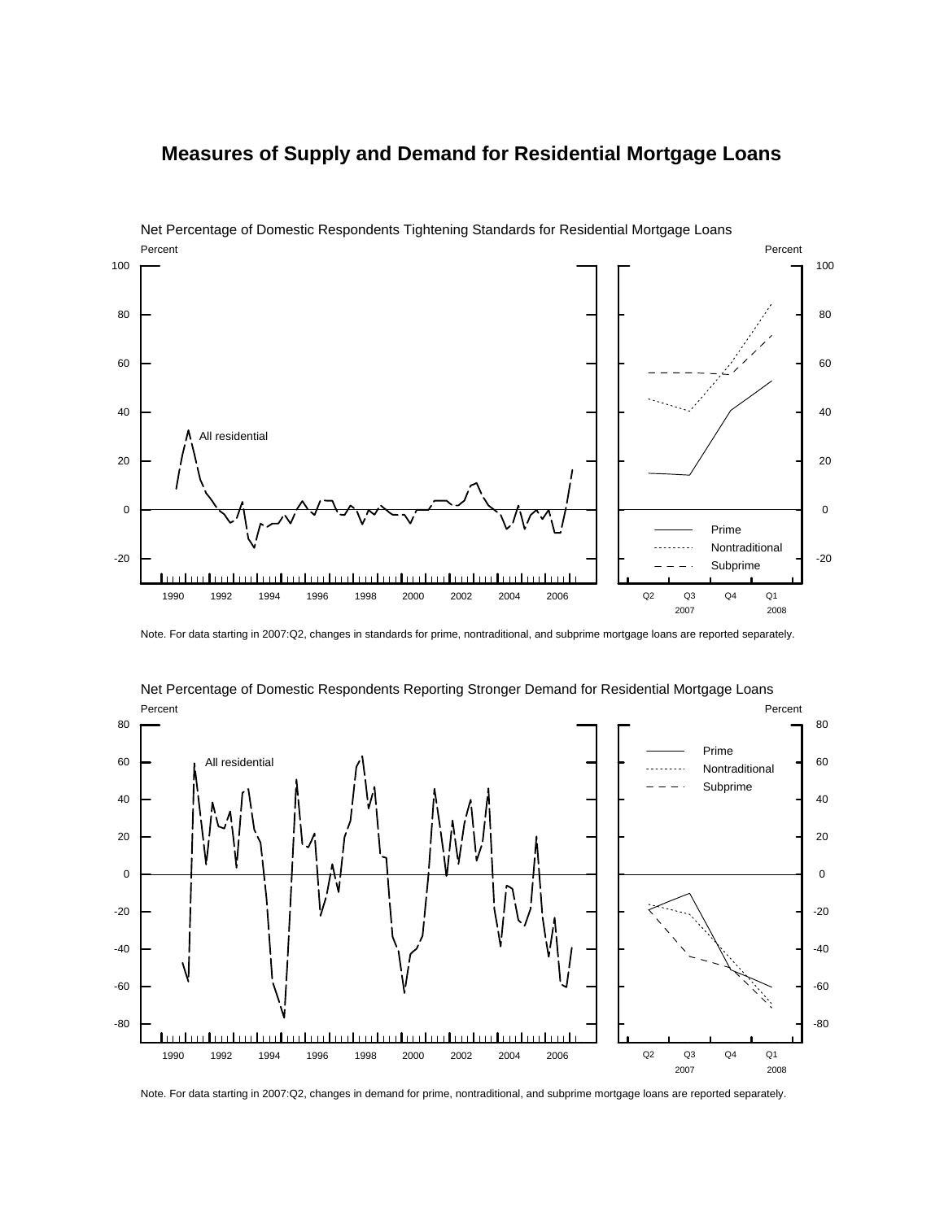# Measures of Supply and Demand for Residential Mortgage Loans

Net Percentage of Domestic Respondents Tightening Standards for Residential Mortgage Loans

Note. For data starting in 2007:Q2, changes in standards for prime, nontraditional, and subprime mortgage loans are reported separately.

Net Percentage of Domestic Respondents Reporting Stronger Demand for Residential Mortgage Loans

Note. For data starting in 2007:Q2, changes in demand for prime, nontraditional, and subprime mortgage loans are reported separately.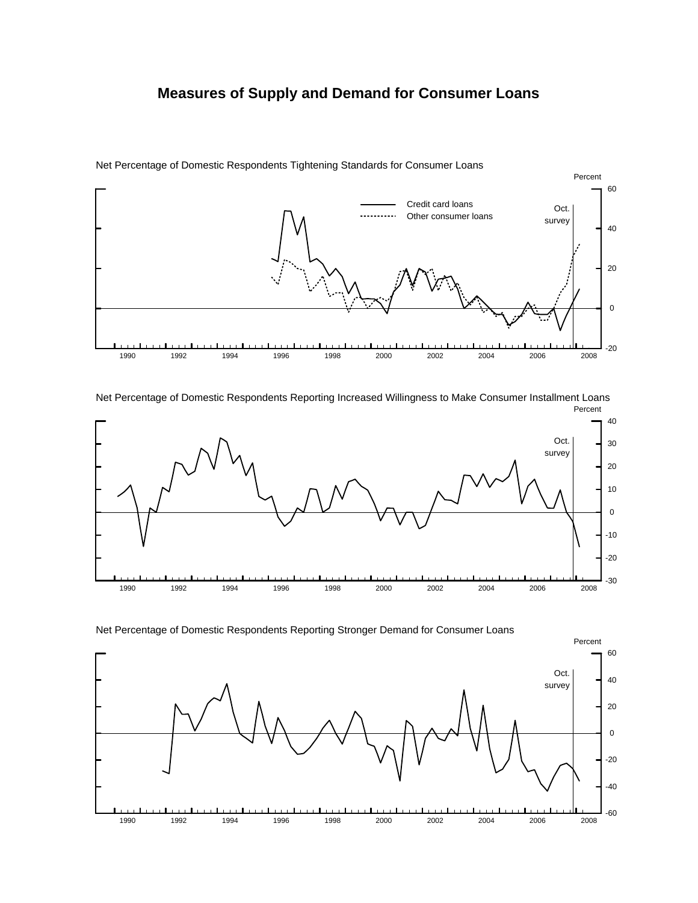# Measures of Supply and Demand for Consumer Loans

Net Percentage of Domestic Respondents Tightening Standards for Consumer Loans

Percent

60

40

20

0

-20

Credit card loans

Other consumer loans

Oct. survey

1990 1992 1994 1996 1998 2000 2002 2004 2006 2008

Net Percentage of Domestic Respondents Reporting Increased Willingness to Make Consumer Installment Loans

Percent

40

30

20

10

0

-10

-20

-30

Oct. survey

1990 1992 1994 1996 1998 2000 2002 2004 2006 2008

Net Percentage of Domestic Respondents Reporting Stronger Demand for Consumer Loans

Percent

60

40

20

0

-20

-40

-60

Oct. survey

1990 1992 1994 1996 1998 2000 2002 2004 2006 2008